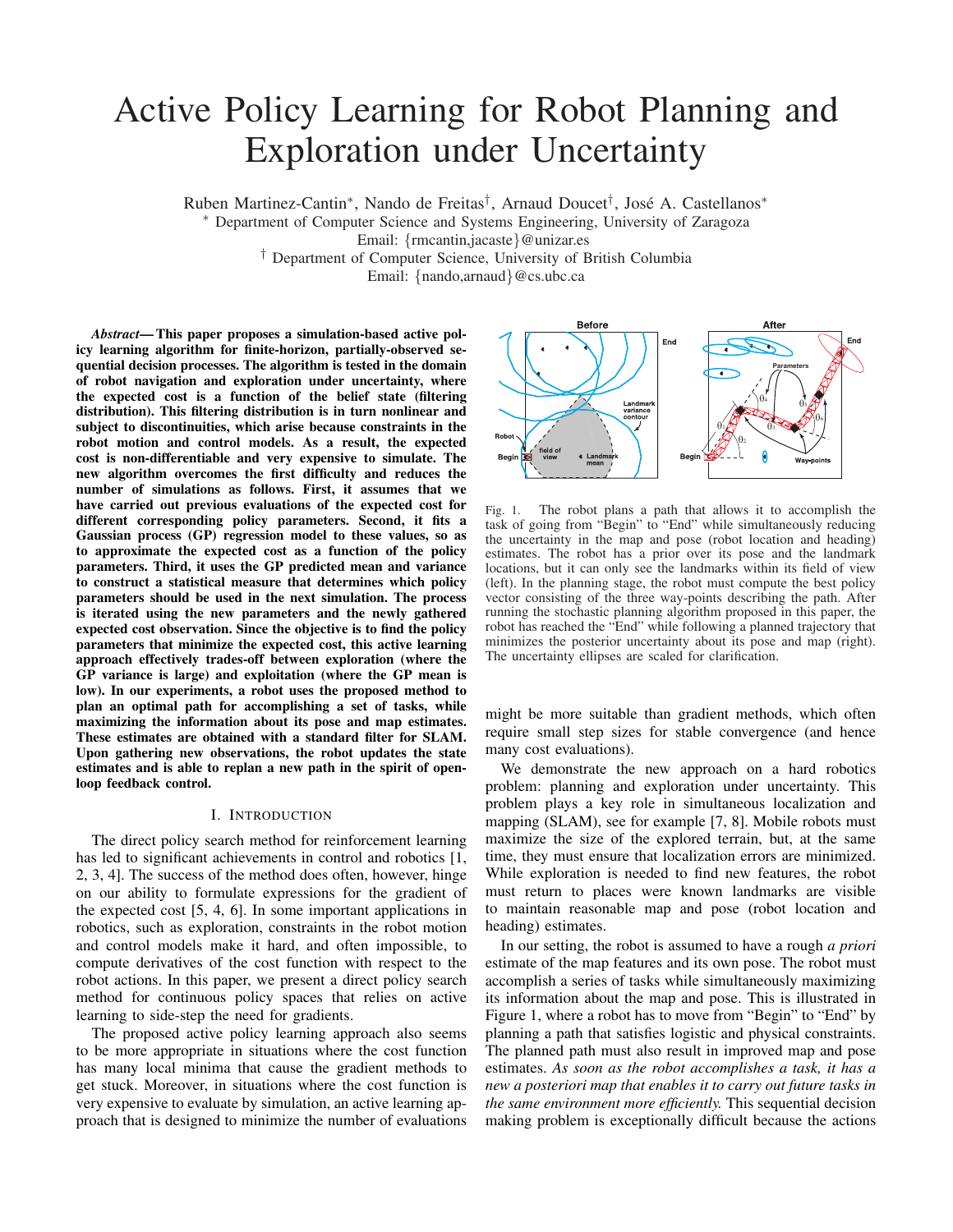# Active Policy Learning for Robot Planning and Exploration under Uncertainty

Ruben Martinez-Cantin*, Nando de Freitas†, Arnaud Doucet†, José A. Castellanos*

* Department of Computer Science and Systems Engineering, University of Zaragoza

Email: {rmcantin,jacaste}@unizar.es

† Department of Computer Science, University of British Columbia

Email: {nando,arnaud}@cs.ubc.ca

***Abstract*— This paper proposes a simulation-based active policy learning algorithm for finite-horizon, partially-observed sequential decision processes. The algorithm is tested in the domain of robot navigation and exploration under uncertainty, where the expected cost is a function of the belief state (filtering distribution). This filtering distribution is in turn nonlinear and subject to discontinuities, which arise because constraints in the robot motion and control models. As a result, the expected cost is non-differentiable and very expensive to simulate. The new algorithm overcomes the first difficulty and reduces the number of simulations as follows. First, it assumes that we have carried out previous evaluations of the expected cost for different corresponding policy parameters. Second, it fits a Gaussian process (GP) regression model to these values, so as to approximate the expected cost as a function of the policy parameters. Third, it uses the GP predicted mean and variance to construct a statistical measure that determines which policy parameters should be used in the next simulation. The process is iterated using the new parameters and the newly gathered expected cost observation. Since the objective is to find the policy parameters that minimize the expected cost, this active learning approach effectively trades-off between exploration (where the GP variance is large) and exploitation (where the GP mean is low). In our experiments, a robot uses the proposed method to plan an optimal path for accomplishing a set of tasks, while maximizing the information about its pose and map estimates. These estimates are obtained with a standard filter for SLAM. Upon gathering new observations, the robot updates the state estimates and is able to replan a new path in the spirit of open-loop feedback control.**

## I. Introduction

The direct policy search method for reinforcement learning has led to significant achievements in control and robotics [1, 2, 3, 4]. The success of the method does often, however, hinge on our ability to formulate expressions for the gradient of the expected cost [5, 4, 6]. In some important applications in robotics, such as exploration, constraints in the robot motion and control models make it hard, and often impossible, to compute derivatives of the cost function with respect to the robot actions. In this paper, we present a direct policy search method for continuous policy spaces that relies on active learning to side-step the need for gradients.

The proposed active policy learning approach also seems to be more appropriate in situations where the cost function has many local minima that cause the gradient methods to get stuck. Moreover, in situations where the cost function is very expensive to evaluate by simulation, an active learning approach that is designed to minimize the number of evaluations might be more suitable than gradient methods, which often require small step sizes for stable convergence (and hence many cost evaluations).

Before

After

End

Landmark variance contour

Robot

Begin

field of view

Landmark mean

Parameters

$\theta_1$ $\theta_2$ $\theta_3$ $\theta_4$ $\theta_5$ $\theta_6$

Way-points

Fig. 1. The robot plans a path that allows it to accomplish the task of going from "Begin" to "End" while simultaneously reducing the uncertainty in the map and pose (robot location and heading) estimates. The robot has a prior over its pose and the landmark locations, but it can only see the landmarks within its field of view (left). In the planning stage, the robot must compute the best policy vector consisting of the three way-points describing the path. After running the stochastic planning algorithm proposed in this paper, the robot has reached the "End" while following a planned trajectory that minimizes the posterior uncertainty about its pose and map (right). The uncertainty ellipses are scaled for clarification.

We demonstrate the new approach on a hard robotics problem: planning and exploration under uncertainty. This problem plays a key role in simultaneous localization and mapping (SLAM), see for example [7, 8]. Mobile robots must maximize the size of the explored terrain, but, at the same time, they must ensure that localization errors are minimized. While exploration is needed to find new features, the robot must return to places were known landmarks are visible to maintain reasonable map and pose (robot location and heading) estimates.

In our setting, the robot is assumed to have a rough *a priori* estimate of the map features and its own pose. The robot must accomplish a series of tasks while simultaneously maximizing its information about the map and pose. This is illustrated in Figure 1, where a robot has to move from "Begin" to "End" by planning a path that satisfies logistic and physical constraints. The planned path must also result in improved map and pose estimates. *As soon as the robot accomplishes a task, it has a new a posteriori map that enables it to carry out future tasks in the same environment more efficiently.* This sequential decision making problem is exceptionally difficult because the actions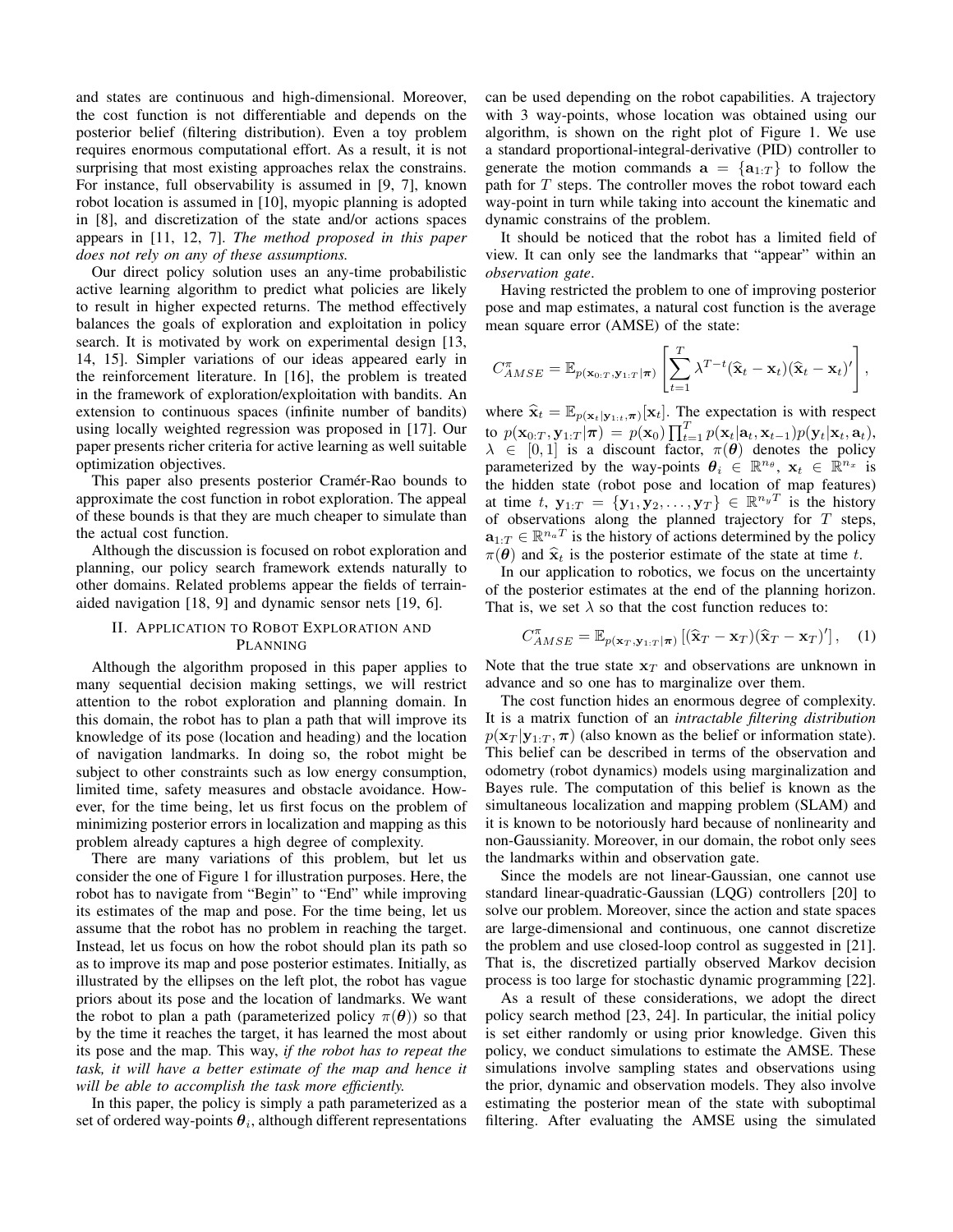and states are continuous and high-dimensional. Moreover, the cost function is not differentiable and depends on the posterior belief (filtering distribution). Even a toy problem requires enormous computational effort. As a result, it is not surprising that most existing approaches relax the constrains. For instance, full observability is assumed in [9, 7], known robot location is assumed in [10], myopic planning is adopted in [8], and discretization of the state and/or actions spaces appears in [11, 12, 7]. *The method proposed in this paper does not rely on any of these assumptions.*

Our direct policy solution uses an any-time probabilistic active learning algorithm to predict what policies are likely to result in higher expected returns. The method effectively balances the goals of exploration and exploitation in policy search. It is motivated by work on experimental design [13, 14, 15]. Simpler variations of our ideas appeared early in the reinforcement literature. In [16], the problem is treated in the framework of exploration/exploitation with bandits. An extension to continuous spaces (infinite number of bandits) using locally weighted regression was proposed in [17]. Our paper presents richer criteria for active learning as well suitable optimization objectives.

This paper also presents posterior Cramér-Rao bounds to approximate the cost function in robot exploration. The appeal of these bounds is that they are much cheaper to simulate than the actual cost function.

Although the discussion is focused on robot exploration and planning, our policy search framework extends naturally to other domains. Related problems appear the fields of terrain-aided navigation [18, 9] and dynamic sensor nets [19, 6].

## II. Application to Robot Exploration and Planning

Although the algorithm proposed in this paper applies to many sequential decision making settings, we will restrict attention to the robot exploration and planning domain. In this domain, the robot has to plan a path that will improve its knowledge of its pose (location and heading) and the location of navigation landmarks. In doing so, the robot might be subject to other constraints such as low energy consumption, limited time, safety measures and obstacle avoidance. However, for the time being, let us first focus on the problem of minimizing posterior errors in localization and mapping as this problem already captures a high degree of complexity.

There are many variations of this problem, but let us consider the one of Figure 1 for illustration purposes. Here, the robot has to navigate from "Begin" to "End" while improving its estimates of the map and pose. For the time being, let us assume that the robot has no problem in reaching the target. Instead, let us focus on how the robot should plan its path so as to improve its map and pose posterior estimates. Initially, as illustrated by the ellipses on the left plot, the robot has vague priors about its pose and the location of landmarks. We want the robot to plan a path (parameterized policy $\pi(\boldsymbol{\theta})$) so that by the time it reaches the target, it has learned the most about its pose and the map. This way, *if the robot has to repeat the task, it will have a better estimate of the map and hence it will be able to accomplish the task more efficiently.*

In this paper, the policy is simply a path parameterized as a set of ordered way-points $\boldsymbol{\theta}_i$, although different representations can be used depending on the robot capabilities. A trajectory with 3 way-points, whose location was obtained using our algorithm, is shown on the right plot of Figure 1. We use a standard proportional-integral-derivative (PID) controller to generate the motion commands $\mathbf{a} = \{\mathbf{a}_{1:T}\}$ to follow the path for $T$ steps. The controller moves the robot toward each way-point in turn while taking into account the kinematic and dynamic constrains of the problem.

It should be noticed that the robot has a limited field of view. It can only see the landmarks that "appear" within an *observation gate*.

Having restricted the problem to one of improving posterior pose and map estimates, a natural cost function is the average mean square error (AMSE) of the state:

$$C^{\pi}_{AMSE} = \mathbb{E}_{p(\mathbf{x}_{0:T},\mathbf{y}_{1:T}|\boldsymbol{\pi})}\left[\sum_{t=1}^{T}\lambda^{T-t}(\widehat{\mathbf{x}}_t - \mathbf{x}_t)(\widehat{\mathbf{x}}_t - \mathbf{x}_t)'\right],$$

where $\widehat{\mathbf{x}}_t = \mathbb{E}_{p(\mathbf{x}_t|\mathbf{y}_{1:t},\boldsymbol{\pi})}[\mathbf{x}_t]$. The expectation is with respect to $p(\mathbf{x}_{0:T},\mathbf{y}_{1:T}|\boldsymbol{\pi}) = p(\mathbf{x}_0)\prod_{t=1}^{T}p(\mathbf{x}_t|\mathbf{a}_t,\mathbf{x}_{t-1})p(\mathbf{y}_t|\mathbf{x}_t,\mathbf{a}_t)$, $\lambda \in [0,1]$ is a discount factor, $\pi(\boldsymbol{\theta})$ denotes the policy parameterized by the way-points $\boldsymbol{\theta}_i \in \mathbb{R}^{n_\theta}$, $\mathbf{x}_t \in \mathbb{R}^{n_x}$ is the hidden state (robot pose and location of map features) at time $t$, $\mathbf{y}_{1:T} = \{\mathbf{y}_1, \mathbf{y}_2, \ldots, \mathbf{y}_T\} \in \mathbb{R}^{n_y T}$ is the history of observations along the planned trajectory for $T$ steps, $\mathbf{a}_{1:T} \in \mathbb{R}^{n_a T}$ is the history of actions determined by the policy $\pi(\boldsymbol{\theta})$ and $\widehat{\mathbf{x}}_t$ is the posterior estimate of the state at time $t$.

In our application to robotics, we focus on the uncertainty of the posterior estimates at the end of the planning horizon. That is, we set $\lambda$ so that the cost function reduces to:

$$C^{\pi}_{AMSE} = \mathbb{E}_{p(\mathbf{x}_T,\mathbf{y}_{1:T}|\boldsymbol{\pi})}\left[(\widehat{\mathbf{x}}_T - \mathbf{x}_T)(\widehat{\mathbf{x}}_T - \mathbf{x}_T)'\right], \quad (1)$$

Note that the true state $\mathbf{x}_T$ and observations are unknown in advance and so one has to marginalize over them.

The cost function hides an enormous degree of complexity. It is a matrix function of an *intractable filtering distribution* $p(\mathbf{x}_T|\mathbf{y}_{1:T},\boldsymbol{\pi})$ (also known as the belief or information state). This belief can be described in terms of the observation and odometry (robot dynamics) models using marginalization and Bayes rule. The computation of this belief is known as the simultaneous localization and mapping problem (SLAM) and it is known to be notoriously hard because of nonlinearity and non-Gaussianity. Moreover, in our domain, the robot only sees the landmarks within and observation gate.

Since the models are not linear-Gaussian, one cannot use standard linear-quadratic-Gaussian (LQG) controllers [20] to solve our problem. Moreover, since the action and state spaces are large-dimensional and continuous, one cannot discretize the problem and use closed-loop control as suggested in [21]. That is, the discretized partially observed Markov decision process is too large for stochastic dynamic programming [22].

As a result of these considerations, we adopt the direct policy search method [23, 24]. In particular, the initial policy is set either randomly or using prior knowledge. Given this policy, we conduct simulations to estimate the AMSE. These simulations involve sampling states and observations using the prior, dynamic and observation models. They also involve estimating the posterior mean of the state with suboptimal filtering. After evaluating the AMSE using the simulated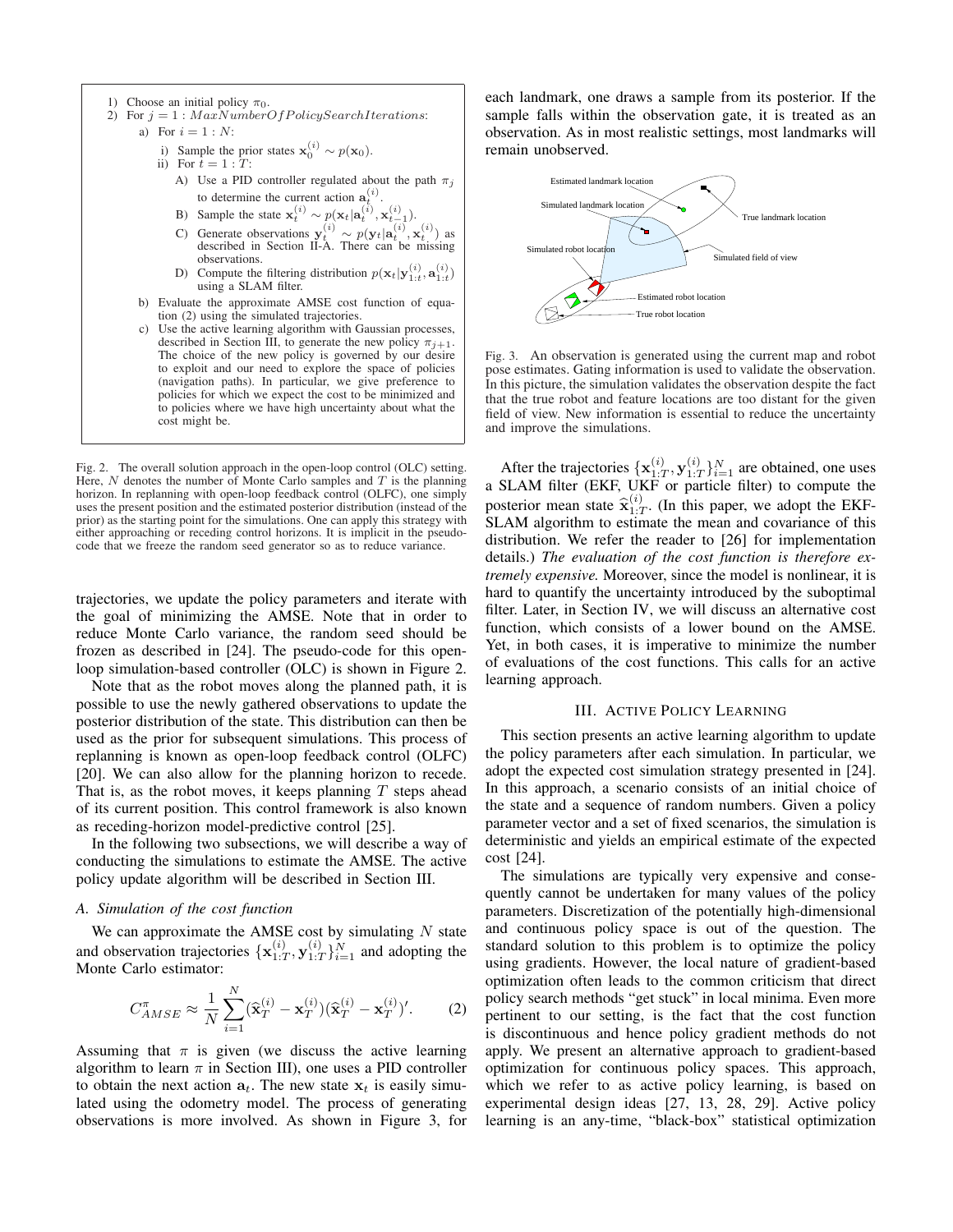1) Choose an initial policy $\pi_0$.
2) For $j = 1 : MaxNumberOfPolicySearchIterations$:
   a) For $i = 1 : N$:
      i) Sample the prior states $\mathbf{x}_0^{(i)} \sim p(\mathbf{x}_0)$.
      ii) For $t = 1 : T$:
         A) Use a PID controller regulated about the path $\pi_j$ to determine the current action $\mathbf{a}_t^{(i)}$.
         B) Sample the state $\mathbf{x}_t^{(i)} \sim p(\mathbf{x}_t|\mathbf{a}_t^{(i)}, \mathbf{x}_{t-1}^{(i)})$.
         C) Generate observations $\mathbf{y}_t^{(i)} \sim p(\mathbf{y}_t|\mathbf{a}_t^{(i)}, \mathbf{x}_t^{(i)})$ as described in Section II-A. There can be missing observations.
         D) Compute the filtering distribution $p(\mathbf{x}_t|\mathbf{y}_{1:t}^{(i)}, \mathbf{a}_{1:t}^{(i)})$ using a SLAM filter.
   b) Evaluate the approximate AMSE cost function of equation (2) using the simulated trajectories.
   c) Use the active learning algorithm with Gaussian processes, described in Section III, to generate the new policy $\pi_{j+1}$. The choice of the new policy is governed by our desire to exploit and our need to explore the space of policies (navigation paths). In particular, we give preference to policies for which we expect the cost to be minimized and to policies where we have high uncertainty about what the cost might be.

Fig. 2. The overall solution approach in the open-loop control (OLC) setting. Here, $N$ denotes the number of Monte Carlo samples and $T$ is the planning horizon. In replanning with open-loop feedback control (OLFC), one simply uses the present position and the estimated posterior distribution (instead of the prior) as the starting point for the simulations. One can apply this strategy with either approaching or receding control horizons. It is implicit in the pseudo-code that we freeze the random seed generator so as to reduce variance.

trajectories, we update the policy parameters and iterate with the goal of minimizing the AMSE. Note that in order to reduce Monte Carlo variance, the random seed should be frozen as described in [24]. The pseudo-code for this open-loop simulation-based controller (OLC) is shown in Figure 2.

Note that as the robot moves along the planned path, it is possible to use the newly gathered observations to update the posterior distribution of the state. This distribution can then be used as the prior for subsequent simulations. This process of replanning is known as open-loop feedback control (OLFC) [20]. We can also allow for the planning horizon to recede. That is, as the robot moves, it keeps planning $T$ steps ahead of its current position. This control framework is also known as receding-horizon model-predictive control [25].

In the following two subsections, we will describe a way of conducting the simulations to estimate the AMSE. The active policy update algorithm will be described in Section III.

### A. Simulation of the cost function

We can approximate the AMSE cost by simulating $N$ state and observation trajectories $\{\mathbf{x}_{1:T}^{(i)}, \mathbf{y}_{1:T}^{(i)}\}_{i=1}^N$ and adopting the Monte Carlo estimator:

$$C_{AMSE}^{\pi} \approx \frac{1}{N} \sum_{i=1}^{N} (\widehat{\mathbf{x}}_T^{(i)} - \mathbf{x}_T^{(i)})(\widehat{\mathbf{x}}_T^{(i)} - \mathbf{x}_T^{(i)})'. \tag{2}$$

Assuming that $\pi$ is given (we discuss the active learning algorithm to learn $\pi$ in Section III), one uses a PID controller to obtain the next action $\mathbf{a}_t$. The new state $\mathbf{x}_t$ is easily simulated using the odometry model. The process of generating observations is more involved. As shown in Figure 3, for each landmark, one draws a sample from its posterior. If the sample falls within the observation gate, it is treated as an observation. As in most realistic settings, most landmarks will remain unobserved.

Estimated landmark location
Simulated landmark location
True landmark location
Simulated robot location
Simulated field of view
Estimated robot location
True robot location

Fig. 3. An observation is generated using the current map and robot pose estimates. Gating information is used to validate the observation. In this picture, the simulation validates the observation despite the fact that the true robot and feature locations are too distant for the given field of view. New information is essential to reduce the uncertainty and improve the simulations.

After the trajectories $\{\mathbf{x}_{1:T}^{(i)}, \mathbf{y}_{1:T}^{(i)}\}_{i=1}^N$ are obtained, one uses a SLAM filter (EKF, UKF or particle filter) to compute the posterior mean state $\widehat{\mathbf{x}}_{1:T}^{(i)}$. (In this paper, we adopt the EKF-SLAM algorithm to estimate the mean and covariance of this distribution. We refer the reader to [26] for implementation details.) *The evaluation of the cost function is therefore extremely expensive.* Moreover, since the model is nonlinear, it is hard to quantify the uncertainty introduced by the suboptimal filter. Later, in Section IV, we will discuss an alternative cost function, which consists of a lower bound on the AMSE. Yet, in both cases, it is imperative to minimize the number of evaluations of the cost functions. This calls for an active learning approach.

## III. Active Policy Learning

This section presents an active learning algorithm to update the policy parameters after each simulation. In particular, we adopt the expected cost simulation strategy presented in [24]. In this approach, a scenario consists of an initial choice of the state and a sequence of random numbers. Given a policy parameter vector and a set of fixed scenarios, the simulation is deterministic and yields an empirical estimate of the expected cost [24].

The simulations are typically very expensive and consequently cannot be undertaken for many values of the policy parameters. Discretization of the potentially high-dimensional and continuous policy space is out of the question. The standard solution to this problem is to optimize the policy using gradients. However, the local nature of gradient-based optimization often leads to the common criticism that direct policy search methods "get stuck" in local minima. Even more pertinent to our setting, is the fact that the cost function is discontinuous and hence policy gradient methods do not apply. We present an alternative approach to gradient-based optimization for continuous policy spaces. This approach, which we refer to as active policy learning, is based on experimental design ideas [27, 13, 28, 29]. Active policy learning is an any-time, "black-box" statistical optimization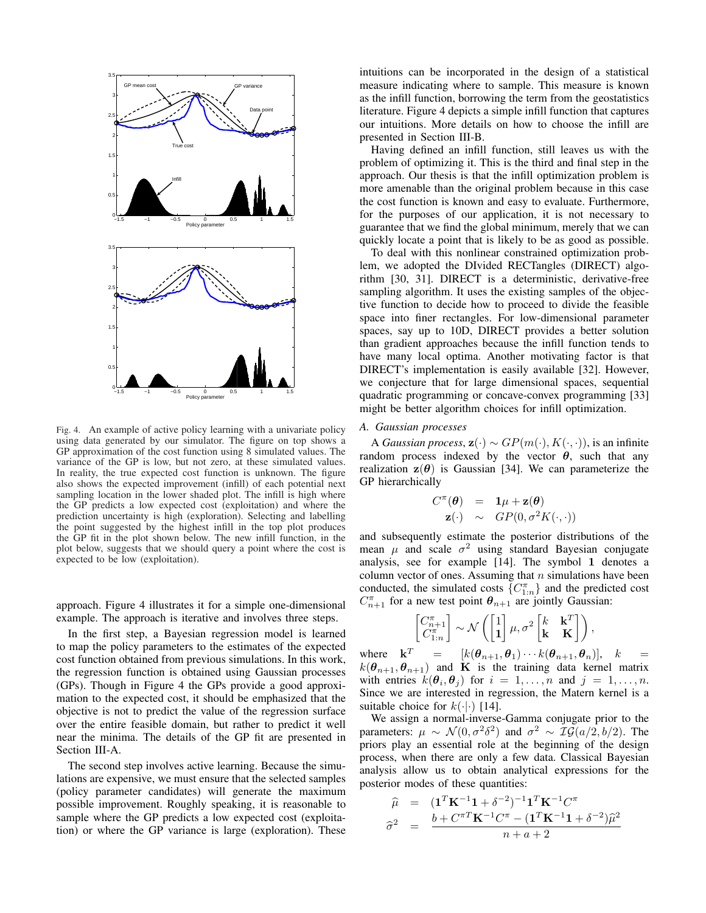Fig. 4. An example of active policy learning with a univariate policy using data generated by our simulator. The figure on top shows a GP approximation of the cost function using 8 simulated values. The variance of the GP is low, but not zero, at these simulated values. In reality, the true expected cost function is unknown. The figure also shows the expected improvement (infill) of each potential next sampling location in the lower shaded plot. The infill is high where the GP predicts a low expected cost (exploitation) and where the prediction uncertainty is high (exploration). Selecting and labelling the point suggested by the highest infill in the top plot produces the GP fit in the plot shown below. The new infill function, in the plot below, suggests that we should query a point where the cost is expected to be low (exploitation).

approach. Figure 4 illustrates it for a simple one-dimensional example. The approach is iterative and involves three steps.

In the first step, a Bayesian regression model is learned to map the policy parameters to the estimates of the expected cost function obtained from previous simulations. In this work, the regression function is obtained using Gaussian processes (GPs). Though in Figure 4 the GPs provide a good approximation to the expected cost, it should be emphasized that the objective is not to predict the value of the regression surface over the entire feasible domain, but rather to predict it well near the minima. The details of the GP fit are presented in Section III-A.

The second step involves active learning. Because the simulations are expensive, we must ensure that the selected samples (policy parameter candidates) will generate the maximum possible improvement. Roughly speaking, it is reasonable to sample where the GP predicts a low expected cost (exploitation) or where the GP variance is large (exploration). These intuitions can be incorporated in the design of a statistical measure indicating where to sample. This measure is known as the infill function, borrowing the term from the geostatistics literature. Figure 4 depicts a simple infill function that captures our intuitions. More details on how to choose the infill are presented in Section III-B.

Having defined an infill function, still leaves us with the problem of optimizing it. This is the third and final step in the approach. Our thesis is that the infill optimization problem is more amenable than the original problem because in this case the cost function is known and easy to evaluate. Furthermore, for the purposes of our application, it is not necessary to guarantee that we find the global minimum, merely that we can quickly locate a point that is likely to be as good as possible.

To deal with this nonlinear constrained optimization problem, we adopted the DIvided RECTangles (DIRECT) algorithm [30, 31]. DIRECT is a deterministic, derivative-free sampling algorithm. It uses the existing samples of the objective function to decide how to proceed to divide the feasible space into finer rectangles. For low-dimensional parameter spaces, say up to 10D, DIRECT provides a better solution than gradient approaches because the infill function tends to have many local optima. Another motivating factor is that DIRECT's implementation is easily available [32]. However, we conjecture that for large dimensional spaces, sequential quadratic programming or concave-convex programming [33] might be better algorithm choices for infill optimization.

### A. Gaussian processes

A *Gaussian process*, $\mathbf{z}(\cdot) \sim GP(m(\cdot), K(\cdot, \cdot))$, is an infinite random process indexed by the vector $\boldsymbol{\theta}$, such that any realization $\mathbf{z}(\boldsymbol{\theta})$ is Gaussian [34]. We can parameterize the GP hierarchically

$$
\begin{aligned}
C^{\pi}(\boldsymbol{\theta}) &= \mathbf{1}\mu + \mathbf{z}(\boldsymbol{\theta}) \\
\mathbf{z}(\cdot) &\sim GP(0, \sigma^2 K(\cdot, \cdot))
\end{aligned}
$$

and subsequently estimate the posterior distributions of the mean $\mu$ and scale $\sigma^2$ using standard Bayesian conjugate analysis, see for example [14]. The symbol $\mathbf{1}$ denotes a column vector of ones. Assuming that $n$ simulations have been conducted, the simulated costs $\{C^{\pi}_{1:n}\}$ and the predicted cost $C^{\pi}_{n+1}$ for a new test point $\boldsymbol{\theta}_{n+1}$ are jointly Gaussian:

$$
\begin{bmatrix} C^{\pi}_{n+1} \\ C^{\pi}_{1:n} \end{bmatrix} \sim \mathcal{N}\left( \begin{bmatrix} 1 \\ \mathbf{1} \end{bmatrix} \mu, \sigma^2 \begin{bmatrix} k & \mathbf{k}^T \\ \mathbf{k} & \mathbf{K} \end{bmatrix} \right),
$$

where $\mathbf{k}^T = [k(\boldsymbol{\theta}_{n+1}, \boldsymbol{\theta}_1) \cdots k(\boldsymbol{\theta}_{n+1}, \boldsymbol{\theta}_n)]$, $k = k(\boldsymbol{\theta}_{n+1}, \boldsymbol{\theta}_{n+1})$ and $\mathbf{K}$ is the training data kernel matrix with entries $k(\boldsymbol{\theta}_i, \boldsymbol{\theta}_j)$ for $i = 1, \ldots, n$ and $j = 1, \ldots, n$. Since we are interested in regression, the Matern kernel is a suitable choice for $k(\cdot|\cdot)$ [14].

We assign a normal-inverse-Gamma conjugate prior to the parameters: $\mu \sim \mathcal{N}(0, \sigma^2\delta^2)$ and $\sigma^2 \sim \mathcal{IG}(a/2, b/2)$. The priors play an essential role at the beginning of the design process, when there are only a few data. Classical Bayesian analysis allow us to obtain analytical expressions for the posterior modes of these quantities:

$$
\begin{aligned}
\widehat{\mu} &= (\mathbf{1}^T\mathbf{K}^{-1}\mathbf{1} + \delta^{-2})^{-1}\mathbf{1}^T\mathbf{K}^{-1}C^{\pi} \\
\widehat{\sigma}^2 &= \frac{b + C^{\pi T}\mathbf{K}^{-1}C^{\pi} - (\mathbf{1}^T\mathbf{K}^{-1}\mathbf{1} + \delta^{-2})\widehat{\mu}^2}{n + a + 2}
\end{aligned}
$$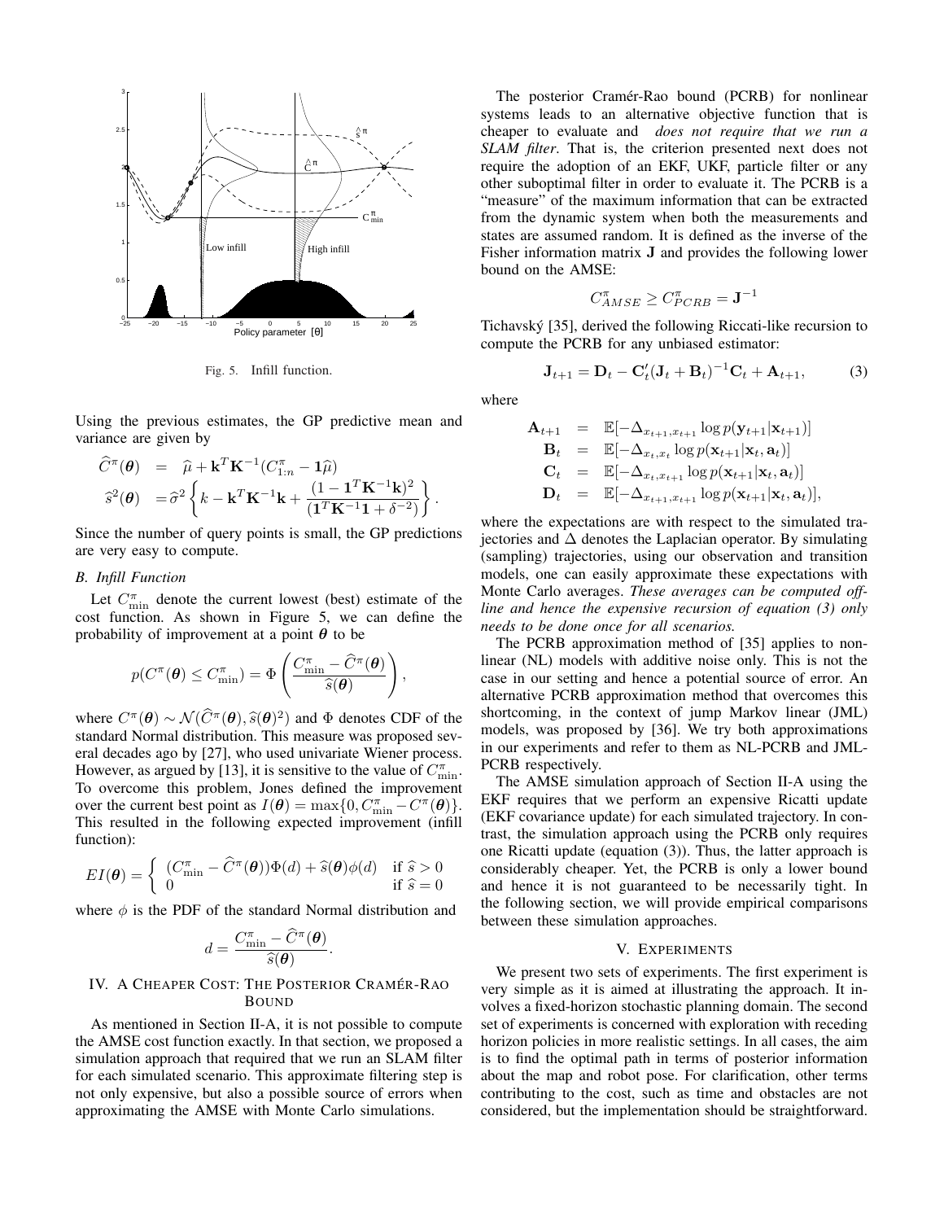Fig. 5. Infill function.

Using the previous estimates, the GP predictive mean and variance are given by

$$
\begin{aligned}
\widehat{C}^{\pi}(\boldsymbol{\theta}) &= \widehat{\mu} + \mathbf{k}^T \mathbf{K}^{-1}(C^{\pi}_{1:n} - \mathbf{1}\widehat{\mu}) \\
\widehat{s}^2(\boldsymbol{\theta}) &= \widehat{\sigma}^2 \left\{ k - \mathbf{k}^T \mathbf{K}^{-1} \mathbf{k} + \frac{(1 - \mathbf{1}^T \mathbf{K}^{-1} \mathbf{k})^2}{(\mathbf{1}^T \mathbf{K}^{-1} \mathbf{1} + \delta^{-2})} \right\}.
\end{aligned}
$$

Since the number of query points is small, the GP predictions are very easy to compute.

### B. Infill Function

Let $C^{\pi}_{\min}$ denote the current lowest (best) estimate of the cost function. As shown in Figure 5, we can define the probability of improvement at a point $\boldsymbol{\theta}$ to be

$$
p(C^{\pi}(\boldsymbol{\theta}) \leq C^{\pi}_{\min}) = \Phi\left( \frac{C^{\pi}_{\min} - \widehat{C}^{\pi}(\boldsymbol{\theta})}{\widehat{s}(\boldsymbol{\theta})} \right),
$$

where $C^{\pi}(\boldsymbol{\theta}) \sim \mathcal{N}(\widehat{C}^{\pi}(\boldsymbol{\theta}), \widehat{s}(\boldsymbol{\theta})^2)$ and $\Phi$ denotes CDF of the standard Normal distribution. This measure was proposed several decades ago by [27], who used univariate Wiener process. However, as argued by [13], it is sensitive to the value of $C^{\pi}_{\min}$. To overcome this problem, Jones defined the improvement over the current best point as $I(\boldsymbol{\theta}) = \max\{0, C^{\pi}_{\min} - C^{\pi}(\boldsymbol{\theta})\}$. This resulted in the following expected improvement (infill function):

$$
EI(\boldsymbol{\theta}) = \begin{cases} (C^{\pi}_{\min} - \widehat{C}^{\pi}(\boldsymbol{\theta}))\Phi(d) + \widehat{s}(\boldsymbol{\theta})\phi(d) & \text{if } \widehat{s} > 0 \\ 0 & \text{if } \widehat{s} = 0 \end{cases}
$$

where $\phi$ is the PDF of the standard Normal distribution and

$$
d = \frac{C^{\pi}_{\min} - \widehat{C}^{\pi}(\boldsymbol{\theta})}{\widehat{s}(\boldsymbol{\theta})}.
$$

## IV. A Cheaper Cost: The Posterior Cramér-Rao Bound

As mentioned in Section II-A, it is not possible to compute the AMSE cost function exactly. In that section, we proposed a simulation approach that required that we run an SLAM filter for each simulated scenario. This approximate filtering step is not only expensive, but also a possible source of errors when approximating the AMSE with Monte Carlo simulations.

The posterior Cramér-Rao bound (PCRB) for nonlinear systems leads to an alternative objective function that is cheaper to evaluate and *does not require that we run a SLAM filter*. That is, the criterion presented next does not require the adoption of an EKF, UKF, particle filter or any other suboptimal filter in order to evaluate it. The PCRB is a "measure" of the maximum information that can be extracted from the dynamic system when both the measurements and states are assumed random. It is defined as the inverse of the Fisher information matrix $\mathbf{J}$ and provides the following lower bound on the AMSE:

$$
C^{\pi}_{AMSE} \geq C^{\pi}_{PCRB} = \mathbf{J}^{-1}
$$

Tichavský [35], derived the following Riccati-like recursion to compute the PCRB for any unbiased estimator:

$$
\mathbf{J}_{t+1} = \mathbf{D}_t - \mathbf{C}'_t(\mathbf{J}_t + \mathbf{B}_t)^{-1}\mathbf{C}_t + \mathbf{A}_{t+1}, \tag{3}
$$

where

$$
\begin{aligned}
\mathbf{A}_{t+1} &= \mathbb{E}[-\Delta_{x_{t+1},x_{t+1}} \log p(\mathbf{y}_{t+1}|\mathbf{x}_{t+1})] \\
\mathbf{B}_t &= \mathbb{E}[-\Delta_{x_t,x_t} \log p(\mathbf{x}_{t+1}|\mathbf{x}_t, \mathbf{a}_t)] \\
\mathbf{C}_t &= \mathbb{E}[-\Delta_{x_t,x_{t+1}} \log p(\mathbf{x}_{t+1}|\mathbf{x}_t, \mathbf{a}_t)] \\
\mathbf{D}_t &= \mathbb{E}[-\Delta_{x_{t+1},x_{t+1}} \log p(\mathbf{x}_{t+1}|\mathbf{x}_t, \mathbf{a}_t)],
\end{aligned}
$$

where the expectations are with respect to the simulated trajectories and $\Delta$ denotes the Laplacian operator. By simulating (sampling) trajectories, using our observation and transition models, one can easily approximate these expectations with Monte Carlo averages. *These averages can be computed offline and hence the expensive recursion of equation (3) only needs to be done once for all scenarios.*

The PCRB approximation method of [35] applies to nonlinear (NL) models with additive noise only. This is not the case in our setting and hence a potential source of error. An alternative PCRB approximation method that overcomes this shortcoming, in the context of jump Markov linear (JML) models, was proposed by [36]. We try both approximations in our experiments and refer to them as NL-PCRB and JML-PCRB respectively.

The AMSE simulation approach of Section II-A using the EKF requires that we perform an expensive Ricatti update (EKF covariance update) for each simulated trajectory. In contrast, the simulation approach using the PCRB only requires one Ricatti update (equation (3)). Thus, the latter approach is considerably cheaper. Yet, the PCRB is only a lower bound and hence it is not guaranteed to be necessarily tight. In the following section, we will provide empirical comparisons between these simulation approaches.

## V. Experiments

We present two sets of experiments. The first experiment is very simple as it is aimed at illustrating the approach. It involves a fixed-horizon stochastic planning domain. The second set of experiments is concerned with exploration with receding horizon policies in more realistic settings. In all cases, the aim is to find the optimal path in terms of posterior information about the map and robot pose. For clarification, other terms contributing to the cost, such as time and obstacles are not considered, but the implementation should be straightforward.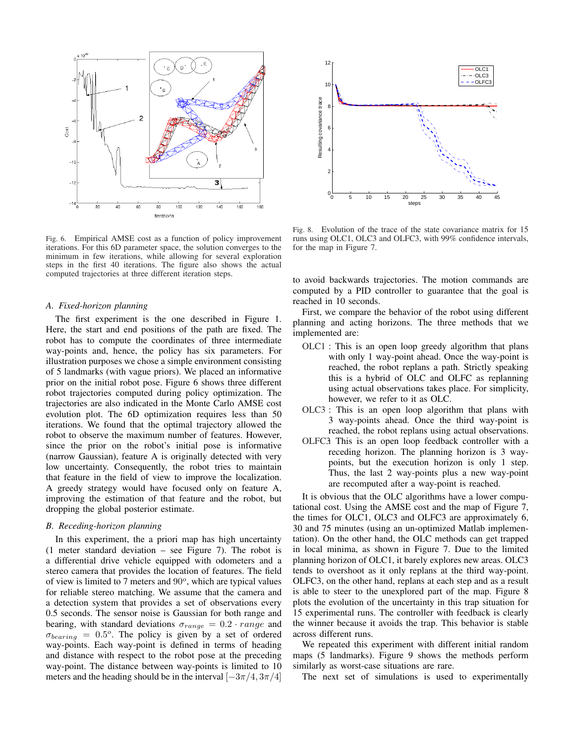Fig. 6. Empirical AMSE cost as a function of policy improvement iterations. For this 6D parameter space, the solution converges to the minimum in few iterations, while allowing for several exploration steps in the first 40 iterations. The figure also shows the actual computed trajectories at three different iteration steps.

Fig. 8. Evolution of the trace of the state covariance matrix for 15 runs using OLC1, OLC3 and OLFC3, with 99% confidence intervals, for the map in Figure 7.

### A. Fixed-horizon planning

The first experiment is the one described in Figure 1. Here, the start and end positions of the path are fixed. The robot has to compute the coordinates of three intermediate way-points and, hence, the policy has six parameters. For illustration purposes we chose a simple environment consisting of 5 landmarks (with vague priors). We placed an informative prior on the initial robot pose. Figure 6 shows three different robot trajectories computed during policy optimization. The trajectories are also indicated in the Monte Carlo AMSE cost evolution plot. The 6D optimization requires less than 50 iterations. We found that the optimal trajectory allowed the robot to observe the maximum number of features. However, since the prior on the robot's initial pose is informative (narrow Gaussian), feature A is originally detected with very low uncertainty. Consequently, the robot tries to maintain that feature in the field of view to improve the localization. A greedy strategy would have focused only on feature A, improving the estimation of that feature and the robot, but dropping the global posterior estimate.

### B. Receding-horizon planning

In this experiment, the a priori map has high uncertainty (1 meter standard deviation – see Figure 7). The robot is a differential drive vehicle equipped with odometers and a stereo camera that provides the location of features. The field of view is limited to 7 meters and $90^o$, which are typical values for reliable stereo matching. We assume that the camera and a detection system that provides a set of observations every 0.5 seconds. The sensor noise is Gaussian for both range and bearing, with standard deviations $\sigma_{range} = 0.2 \cdot range$ and $\sigma_{bearing} = 0.5^o$. The policy is given by a set of ordered way-points. Each way-point is defined in terms of heading and distance with respect to the robot pose at the preceding way-point. The distance between way-points is limited to 10 meters and the heading should be in the interval $[-3\pi/4, 3\pi/4]$ to avoid backwards trajectories. The motion commands are computed by a PID controller to guarantee that the goal is reached in 10 seconds.

First, we compare the behavior of the robot using different planning and acting horizons. The three methods that we implemented are:

- OLC1 : This is an open loop greedy algorithm that plans with only 1 way-point ahead. Once the way-point is reached, the robot replans a path. Strictly speaking this is a hybrid of OLC and OLFC as replanning using actual observations takes place. For simplicity, however, we refer to it as OLC.
- OLC3 : This is an open loop algorithm that plans with 3 way-points ahead. Once the third way-point is reached, the robot replans using actual observations.
- OLFC3: This is an open loop feedback controller with a receding horizon. The planning horizon is 3 way-points, but the execution horizon is only 1 step. Thus, the last 2 way-points plus a new way-point are recomputed after a way-point is reached.

It is obvious that the OLC algorithms have a lower computational cost. Using the AMSE cost and the map of Figure 7, the times for OLC1, OLC3 and OLFC3 are approximately 6, 30 and 75 minutes (using an un-optimized Matlab implementation). On the other hand, the OLC methods can get trapped in local minima, as shown in Figure 7. Due to the limited planning horizon of OLC1, it barely explores new areas. OLC3 tends to overshoot as it only replans at the third way-point. OLFC3, on the other hand, replans at each step and as a result is able to steer to the unexplored part of the map. Figure 8 plots the evolution of the uncertainty in this trap situation for 15 experimental runs. The controller with feedback is clearly the winner because it avoids the trap. This behavior is stable across different runs.

We repeated this experiment with different initial random maps (5 landmarks). Figure 9 shows the methods perform similarly as worst-case situations are rare.

The next set of simulations is used to experimentally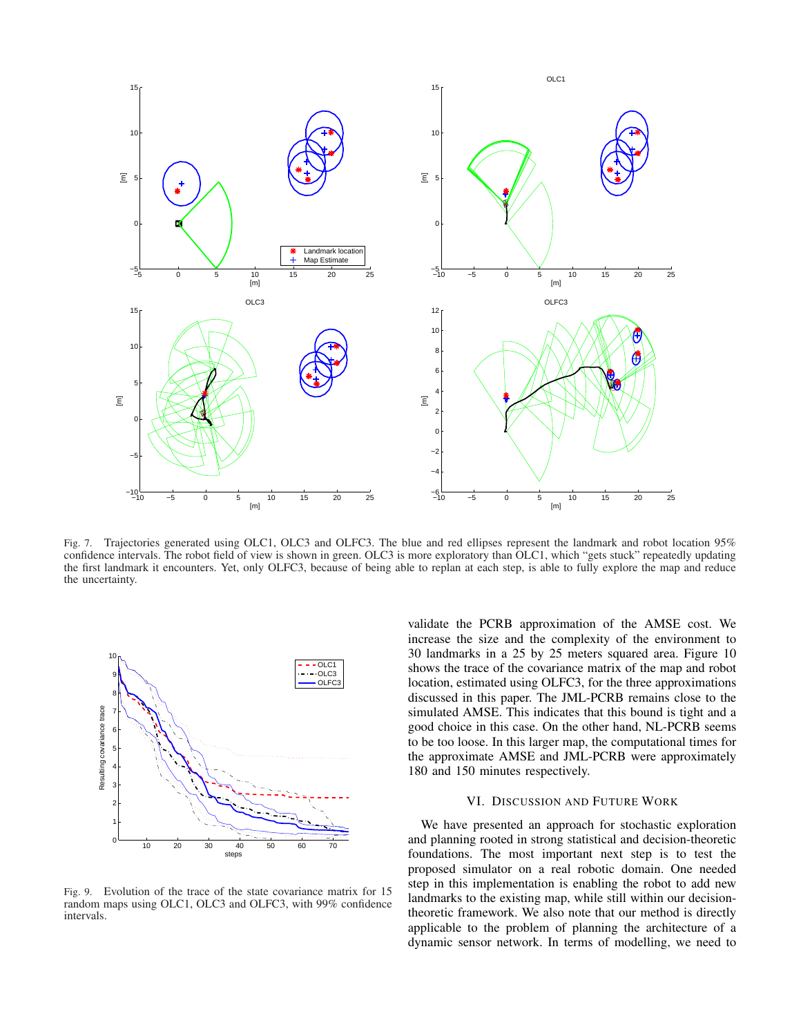Fig. 7. Trajectories generated using OLC1, OLC3 and OLFC3. The blue and red ellipses represent the landmark and robot location 95% confidence intervals. The robot field of view is shown in green. OLC3 is more exploratory than OLC1, which "gets stuck" repeatedly updating the first landmark it encounters. Yet, only OLFC3, because of being able to replan at each step, is able to fully explore the map and reduce the uncertainty.

Fig. 9. Evolution of the trace of the state covariance matrix for 15 random maps using OLC1, OLC3 and OLFC3, with 99% confidence intervals.

validate the PCRB approximation of the AMSE cost. We increase the size and the complexity of the environment to 30 landmarks in a 25 by 25 meters squared area. Figure 10 shows the trace of the covariance matrix of the map and robot location, estimated using OLFC3, for the three approximations discussed in this paper. The JML-PCRB remains close to the simulated AMSE. This indicates that this bound is tight and a good choice in this case. On the other hand, NL-PCRB seems to be too loose. In this larger map, the computational times for the approximate AMSE and JML-PCRB were approximately 180 and 150 minutes respectively.

## VI. Discussion and Future Work

We have presented an approach for stochastic exploration and planning rooted in strong statistical and decision-theoretic foundations. The most important next step is to test the proposed simulator on a real robotic domain. One needed step in this implementation is enabling the robot to add new landmarks to the existing map, while still within our decision-theoretic framework. We also note that our method is directly applicable to the problem of planning the architecture of a dynamic sensor network. In terms of modelling, we need to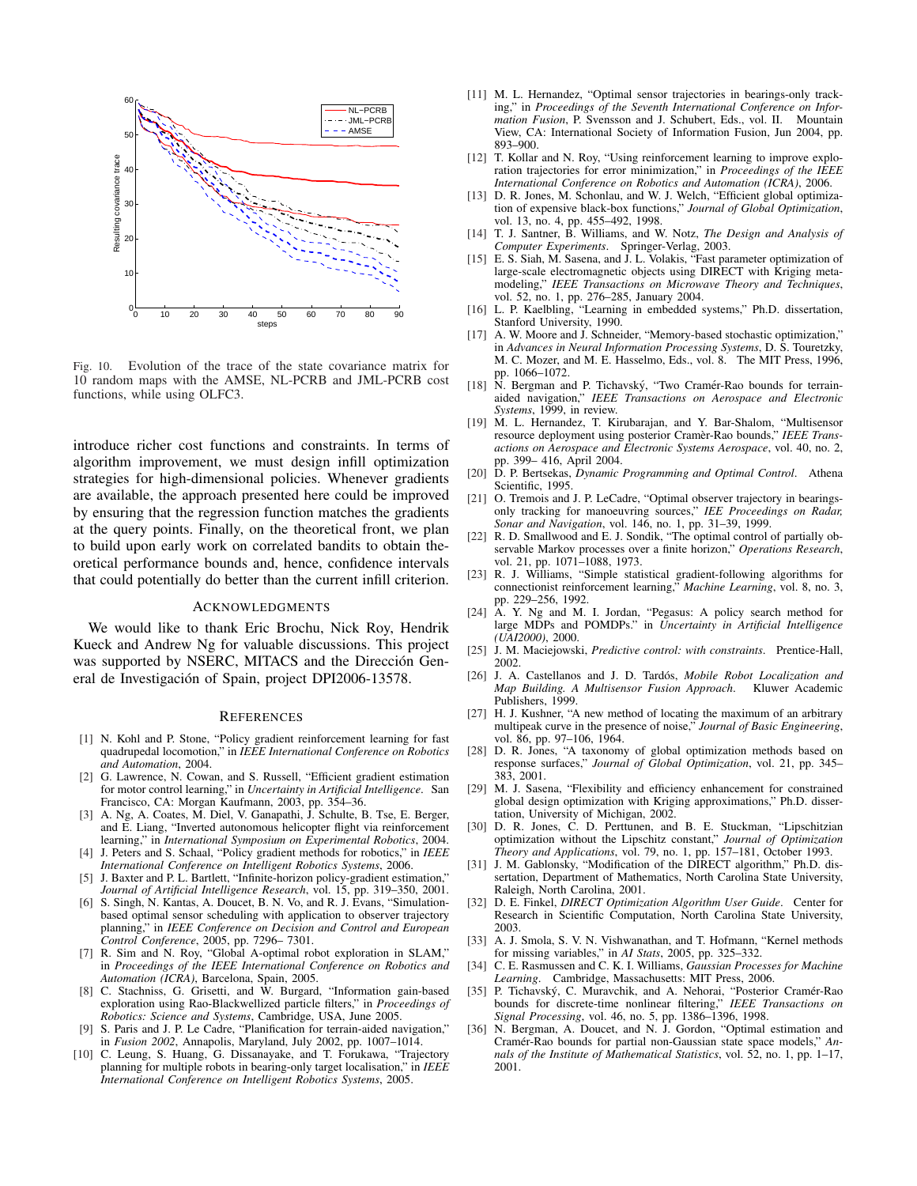60

50

40

30

20

10

0

Resulting covariance trace

0 10 20 30 40 50 60 70 80 90

steps

NL−PCRB

JML−PCRB

AMSE

Fig. 10. Evolution of the trace of the state covariance matrix for 10 random maps with the AMSE, NL-PCRB and JML-PCRB cost functions, while using OLFC3.

introduce richer cost functions and constraints. In terms of algorithm improvement, we must design infill optimization strategies for high-dimensional policies. Whenever gradients are available, the approach presented here could be improved by ensuring that the regression function matches the gradients at the query points. Finally, on the theoretical front, we plan to build upon early work on correlated bandits to obtain theoretical performance bounds and, hence, confidence intervals that could potentially do better than the current infill criterion.

## Acknowledgments

We would like to thank Eric Brochu, Nick Roy, Hendrik Kueck and Andrew Ng for valuable discussions. This project was supported by NSERC, MITACS and the Dirección General de Investigación of Spain, project DPI2006-13578.

## References

[1] N. Kohl and P. Stone, "Policy gradient reinforcement learning for fast quadrupedal locomotion," in *IEEE International Conference on Robotics and Automation*, 2004.

[2] G. Lawrence, N. Cowan, and S. Russell, "Efficient gradient estimation for motor control learning," in *Uncertainty in Artificial Intelligence*. San Francisco, CA: Morgan Kaufmann, 2003, pp. 354–36.

[3] A. Ng, A. Coates, M. Diel, V. Ganapathi, J. Schulte, B. Tse, E. Berger, and E. Liang, "Inverted autonomous helicopter flight via reinforcement learning," in *International Symposium on Experimental Robotics*, 2004.

[4] J. Peters and S. Schaal, "Policy gradient methods for robotics," in *IEEE International Conference on Intelligent Robotics Systems*, 2006.

[5] J. Baxter and P. L. Bartlett, "Infinite-horizon policy-gradient estimation," *Journal of Artificial Intelligence Research*, vol. 15, pp. 319–350, 2001.

[6] S. Singh, N. Kantas, A. Doucet, B. N. Vo, and R. J. Evans, "Simulation-based optimal sensor scheduling with application to observer trajectory planning," in *IEEE Conference on Decision and Control and European Control Conference*, 2005, pp. 7296– 7301.

[7] R. Sim and N. Roy, "Global A-optimal robot exploration in SLAM," in *Proceedings of the IEEE International Conference on Robotics and Automation (ICRA)*, Barcelona, Spain, 2005.

[8] C. Stachniss, G. Grisetti, and W. Burgard, "Information gain-based exploration using Rao-Blackwellized particle filters," in *Proceedings of Robotics: Science and Systems*, Cambridge, USA, June 2005.

[9] S. Paris and J. P. Le Cadre, "Planification for terrain-aided navigation," in *Fusion 2002*, Annapolis, Maryland, July 2002, pp. 1007–1014.

[10] C. Leung, S. Huang, G. Dissanayake, and T. Forukawa, "Trajectory planning for multiple robots in bearing-only target localisation," in *IEEE International Conference on Intelligent Robotics Systems*, 2005.

[11] M. L. Hernandez, "Optimal sensor trajectories in bearings-only tracking," in *Proceedings of the Seventh International Conference on Information Fusion*, P. Svensson and J. Schubert, Eds., vol. II. Mountain View, CA: International Society of Information Fusion, Jun 2004, pp. 893–900.

[12] T. Kollar and N. Roy, "Using reinforcement learning to improve exploration trajectories for error minimization," in *Proceedings of the IEEE International Conference on Robotics and Automation (ICRA)*, 2006.

[13] D. R. Jones, M. Schonlau, and W. J. Welch, "Efficient global optimization of expensive black-box functions," *Journal of Global Optimization*, vol. 13, no. 4, pp. 455–492, 1998.

[14] T. J. Santner, B. Williams, and W. Notz, *The Design and Analysis of Computer Experiments*. Springer-Verlag, 2003.

[15] E. S. Siah, M. Sasena, and J. L. Volakis, "Fast parameter optimization of large-scale electromagnetic objects using DIRECT with Kriging metamodeling," *IEEE Transactions on Microwave Theory and Techniques*, vol. 52, no. 1, pp. 276–285, January 2004.

[16] L. P. Kaelbling, "Learning in embedded systems," Ph.D. dissertation, Stanford University, 1990.

[17] A. W. Moore and J. Schneider, "Memory-based stochastic optimization," in *Advances in Neural Information Processing Systems*, D. S. Touretzky, M. C. Mozer, and M. E. Hasselmo, Eds., vol. 8. The MIT Press, 1996, pp. 1066–1072.

[18] N. Bergman and P. Tichavský, "Two Cramér-Rao bounds for terrain-aided navigation," *IEEE Transactions on Aerospace and Electronic Systems*, 1999, in review.

[19] M. L. Hernandez, T. Kirubarajan, and Y. Bar-Shalom, "Multisensor resource deployment using posterior Cramèr-Rao bounds," *IEEE Transactions on Aerospace and Electronic Systems Aerospace*, vol. 40, no. 2, pp. 399– 416, April 2004.

[20] D. P. Bertsekas, *Dynamic Programming and Optimal Control*. Athena Scientific, 1995.

[21] O. Tremois and J. P. LeCadre, "Optimal observer trajectory in bearings-only tracking for manoeuvring sources," *IEE Proceedings on Radar, Sonar and Navigation*, vol. 146, no. 1, pp. 31–39, 1999.

[22] R. D. Smallwood and E. J. Sondik, "The optimal control of partially observable Markov processes over a finite horizon," *Operations Research*, vol. 21, pp. 1071–1088, 1973.

[23] R. J. Williams, "Simple statistical gradient-following algorithms for connectionist reinforcement learning," *Machine Learning*, vol. 8, no. 3, pp. 229–256, 1992.

[24] A. Y. Ng and M. I. Jordan, "Pegasus: A policy search method for large MDPs and POMDPs." in *Uncertainty in Artificial Intelligence (UAI2000)*, 2000.

[25] J. M. Maciejowski, *Predictive control: with constraints*. Prentice-Hall, 2002.

[26] J. A. Castellanos and J. D. Tardós, *Mobile Robot Localization and Map Building. A Multisensor Fusion Approach*. Kluwer Academic Publishers, 1999.

[27] H. J. Kushner, "A new method of locating the maximum of an arbitrary multipeak curve in the presence of noise," *Journal of Basic Engineering*, vol. 86, pp. 97–106, 1964.

[28] D. R. Jones, "A taxonomy of global optimization methods based on response surfaces," *Journal of Global Optimization*, vol. 21, pp. 345–383, 2001.

[29] M. J. Sasena, "Flexibility and efficiency enhancement for constrained global design optimization with Kriging approximations," Ph.D. dissertation, University of Michigan, 2002.

[30] D. R. Jones, C. D. Perttunen, and B. E. Stuckman, "Lipschitzian optimization without the Lipschitz constant," *Journal of Optimization Theory and Applications*, vol. 79, no. 1, pp. 157–181, October 1993.

[31] J. M. Gablonsky, "Modification of the DIRECT algorithm," Ph.D. dissertation, Department of Mathematics, North Carolina State University, Raleigh, North Carolina, 2001.

[32] D. E. Finkel, *DIRECT Optimization Algorithm User Guide*. Center for Research in Scientific Computation, North Carolina State University, 2003.

[33] A. J. Smola, S. V. N. Vishwanathan, and T. Hofmann, "Kernel methods for missing variables," in *AI Stats*, 2005, pp. 325–332.

[34] C. E. Rasmussen and C. K. I. Williams, *Gaussian Processes for Machine Learning*. Cambridge, Massachusetts: MIT Press, 2006.

[35] P. Tichavský, C. Muravchik, and A. Nehorai, "Posterior Cramér-Rao bounds for discrete-time nonlinear filtering," *IEEE Transactions on Signal Processing*, vol. 46, no. 5, pp. 1386–1396, 1998.

[36] N. Bergman, A. Doucet, and N. J. Gordon, "Optimal estimation and Cramér-Rao bounds for partial non-Gaussian state space models," *Annals of the Institute of Mathematical Statistics*, vol. 52, no. 1, pp. 1–17, 2001.